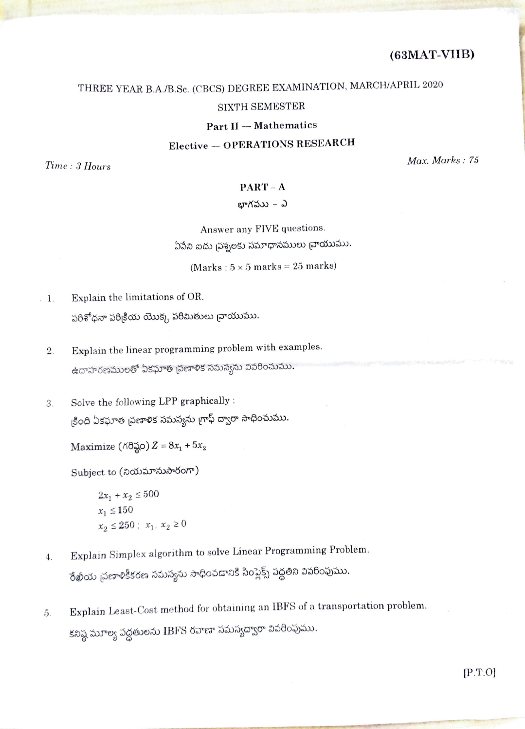**(63MAT-VIIB)**

THREE YEAR B.A./B.Sc. (CBCS) DEGREE EXAMINATION, MARCH/APRIL 2020

SIXTH SEMESTER

**Part II — Mathematics**

**Elective — OPERATIONS RESEARCH**

*Time : 3 Hours* *Max. Marks : 75*

## PART – A

## భాగము – ఎ

Answer any FIVE questions.

ఏవేని ఐదు ప్రశ్నలకు సమాధానములు వ్రాయుము.

(Marks : 5 × 5 marks = 25 marks)

1. Explain the limitations of OR.

   పరిశోధనా పరిక్రియ యొక్క పరిమితులు వ్రాయుము.

2. Explain the linear programming problem with examples.

   ఉదాహరణములతో ఏకఘాత ప్రణాళిక సమస్యను వివరించుము.

3. Solve the following LPP graphically :

   క్రింది ఏకఘాత ప్రణాళిక సమస్యను గ్రాఫ్ ద్వారా సాధించుము.

   Maximize (గరిష్ఠం) $Z = 8x_1 + 5x_2$

   Subject to (నియమానుసారంగా)

   $2x_1 + x_2 \leq 500$

   $x_1 \leq 150$

   $x_2 \leq 250$ ; $x_1, x_2 \geq 0$

4. Explain Simplex algorithm to solve Linear Programming Problem.

   రేఖీయ ప్రణాళికీకరణ సమస్యను సాధించడానికి సింప్లెక్స్ పద్ధతిని వివరింపుము.

5. Explain Least-Cost method for obtaining an IBFS of a transportation problem.

   కనిష్ఠ మూల్య పద్ధతులను IBFS రవాణా సమస్యద్వారా వివరింపుము.

[P.T.O]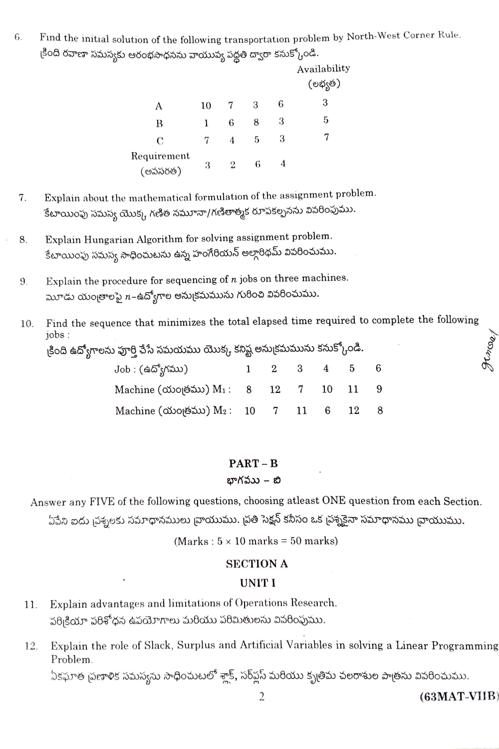6. Find the initial solution of the following transportation problem by North-West Corner Rule.
క్రింది రవాణా సమస్యకు ఆరంభసాధనను వాయువ్య పద్ధతి ద్వారా కనుక్కోండి.

| | | | | | Availability (లభ్యత) |
|---|---|---|---|---|---|
| A | 10 | 7 | 3 | 6 | 3 |
| B | 1 | 6 | 8 | 3 | 5 |
| C | 7 | 4 | 5 | 3 | 7 |
| Requirement (అవసరత) | 3 | 2 | 6 | 4 | |

7. Explain about the mathematical formulation of the assignment problem.
కేటాయింపు సమస్య యొక్క గణిత నమూనా/గణితాత్మక రూపకల్పనను వివరింపుము.

8. Explain Hungarian Algorithm for solving assignment problem.
కేటాయింపు సమస్య సాధించుటను ఉన్న హంగేరియన్ అల్గారిథమ్ వివరించుము.

9. Explain the procedure for sequencing of $n$ jobs on three machines.
మూడు యంత్రాలపై $n$–ఉద్యోగాల అనుక్రమమును గురించి వివరించుము.

10. Find the sequence that minimizes the total elapsed time required to complete the following jobs :
క్రింది ఉద్యోగాలను పూర్తి చేసే సమయము యొక్క కనిష్ట అనుక్రమమును కనుక్కోండి.

| Job : (ఉద్యోగము) | 1 | 2 | 3 | 4 | 5 | 6 |
|---|---|---|---|---|---|---|
| Machine (యంత్రము) $M_1$ : | 8 | 12 | 7 | 10 | 11 | 9 |
| Machine (యంత్రము) $M_2$ : | 10 | 7 | 11 | 6 | 12 | 8 |

## PART – B
## భాగము – బి

Answer any FIVE of the following questions, choosing atleast ONE question from each Section.
ఏవేని ఐదు ప్రశ్నలకు సమాధానములు వ్రాయుము. ప్రతి సెక్షన్ కనీసం ఒక ప్రశ్నకైనా సమాధానము వ్రాయుము.

(Marks : 5 × 10 marks = 50 marks)

### SECTION A

### UNIT I

11. Explain advantages and limitations of Operations Research.
పరిక్రియా పరిశోధన ఉపయోగాలు మరియు పరిమితులను వివరింపుము.

12. Explain the role of Slack, Surplus and Artificial Variables in solving a Linear Programming Problem.
ఏకఘాత ప్రణాళిక సమస్యను సాధించుటలో శ్లాక్, సర్‌ప్లస్ మరియు కృత్రిమ చలరాశుల పాత్రను వివరించుము.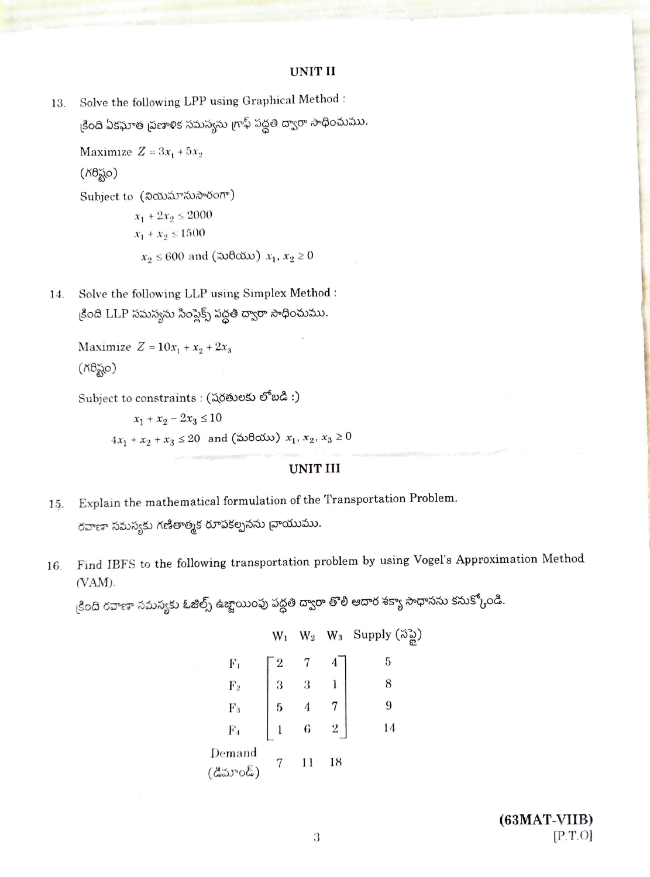## UNIT II

13. Solve the following LPP using Graphical Method :

క్రింది ఏకఘాత ప్రణాళిక సమస్యను గ్రాఫ్ పద్ధతి ద్వారా సాధించుము.

Maximize $Z = 3x_1 + 5x_2$

(గరిష్టం)

Subject to (నియమానుసారంగా)

$$x_1 + 2x_2 \leq 2000$$

$$x_1 + x_2 \leq 1500$$

$$x_2 \leq 600 \text{ and (మరియు) } x_1, x_2 \geq 0$$

14. Solve the following LLP using Simplex Method :

క్రింది LLP సమస్యను సింప్లెక్స్ పద్ధతి ద్వారా సాధించుము.

Maximize $Z = 10x_1 + x_2 + 2x_3$

(గరిష్టం)

Subject to constraints : (షరతులకు లోబడి :)

$$x_1 + x_2 - 2x_3 \leq 10$$

$$4x_1 + x_2 + x_3 \leq 20 \text{ and (మరియు) } x_1, x_2, x_3 \geq 0$$

## UNIT III

15. Explain the mathematical formulation of the Transportation Problem.

రవాణా సమస్యకు గణితాత్మక రూపకల్పనను వ్రాయుము.

16. Find IBFS to the following transportation problem by using Vogel's Approximation Method (VAM).

క్రింది రవాణా సమస్యకు ఓజిల్స్ ఉజ్జాయింపు పద్ధతి ద్వారా తొలి ఆదార శక్యా సాధానను కనుక్కోండి.

| | $W_1$ | $W_2$ | $W_3$ | Supply (సప్లై) |
|---|---|---|---|---|
| $F_1$ | 2 | 7 | 4 | 5 |
| $F_2$ | 3 | 3 | 1 | 8 |
| $F_3$ | 5 | 4 | 7 | 9 |
| $F_4$ | 1 | 6 | 2 | 14 |
| Demand (డిమాండ్) | 7 | 11 | 18 | |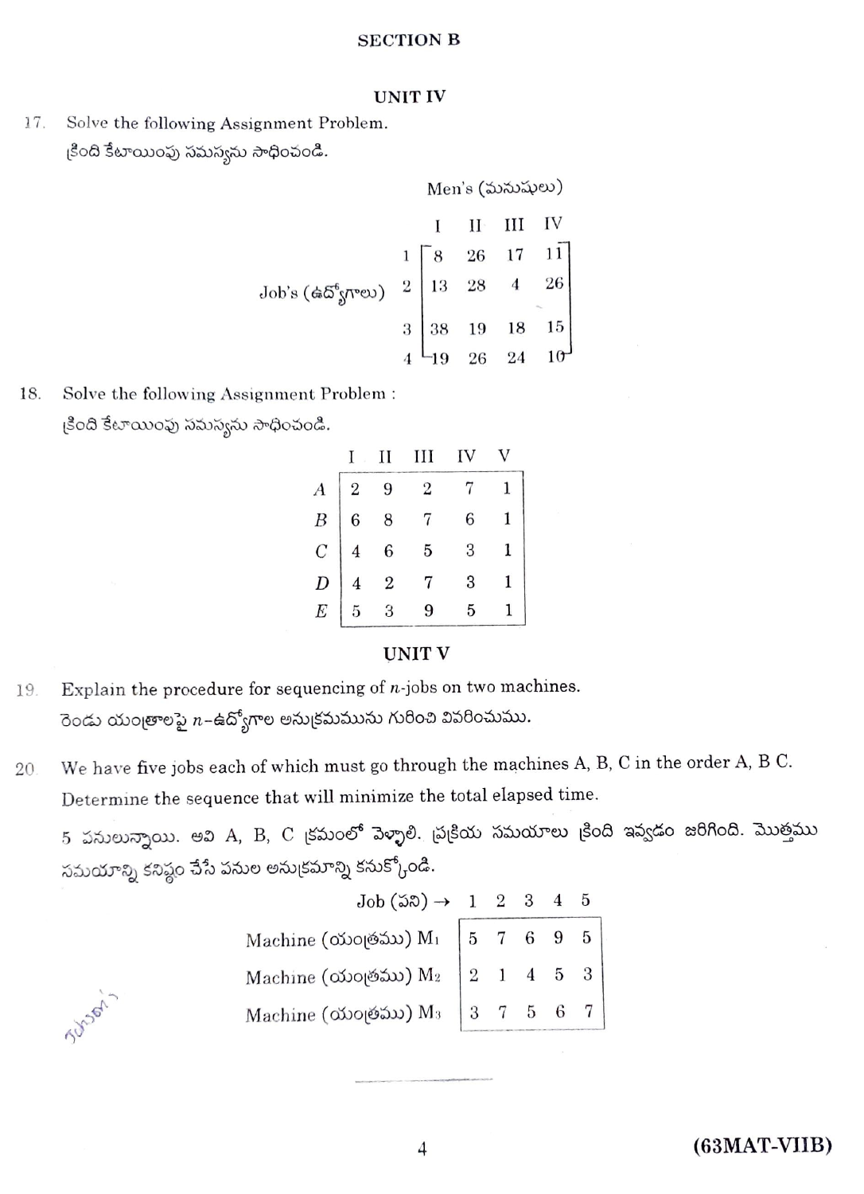## SECTION B

### UNIT IV

17. Solve the following Assignment Problem.

క్రింది కేటాయింపు సమస్యను సాధించండి.

Men's (మనుషులు)

| Job's (ఉద్యోగాలు) | I | II | III | IV |
|---|---|---|---|---|
| 1 | 8 | 26 | 17 | 11 |
| 2 | 13 | 28 | 4 | 26 |
| 3 | 38 | 19 | 18 | 15 |
| 4 | 19 | 26 | 24 | 10 |

18. Solve the following Assignment Problem :

క్రింది కేటాయింపు సమస్యను సాధించండి.

| | I | II | III | IV | V |
|---|---|---|---|---|---|
| A | 2 | 9 | 2 | 7 | 1 |
| B | 6 | 8 | 7 | 6 | 1 |
| C | 4 | 6 | 5 | 3 | 1 |
| D | 4 | 2 | 7 | 3 | 1 |
| E | 5 | 3 | 9 | 5 | 1 |

### UNIT V

19. Explain the procedure for sequencing of $n$-jobs on two machines.

రెండు యంత్రాలపై $n$-ఉద్యోగాల అనుక్రమమును గురించి వివరించుము.

20. We have five jobs each of which must go through the machines A, B, C in the order A, B C. Determine the sequence that will minimize the total elapsed time.

5 పనులున్నాయి. అవి A, B, C క్రమంలో వెళ్ళాలి. ప్రక్రియ సమయాలు క్రింది ఇవ్వడం జరిగింది. మొత్తము సమయాన్ని కనిష్ఠం చేసే పనుల అనుక్రమాన్ని కనుక్కోండి.

| Job (పని) → | 1 | 2 | 3 | 4 | 5 |
|---|---|---|---|---|---|
| Machine (యంత్రము) $M_1$ | 5 | 7 | 6 | 9 | 5 |
| Machine (యంత్రము) $M_2$ | 2 | 1 | 4 | 5 | 3 |
| Machine (యంత్రము) $M_3$ | 3 | 7 | 5 | 6 | 7 |